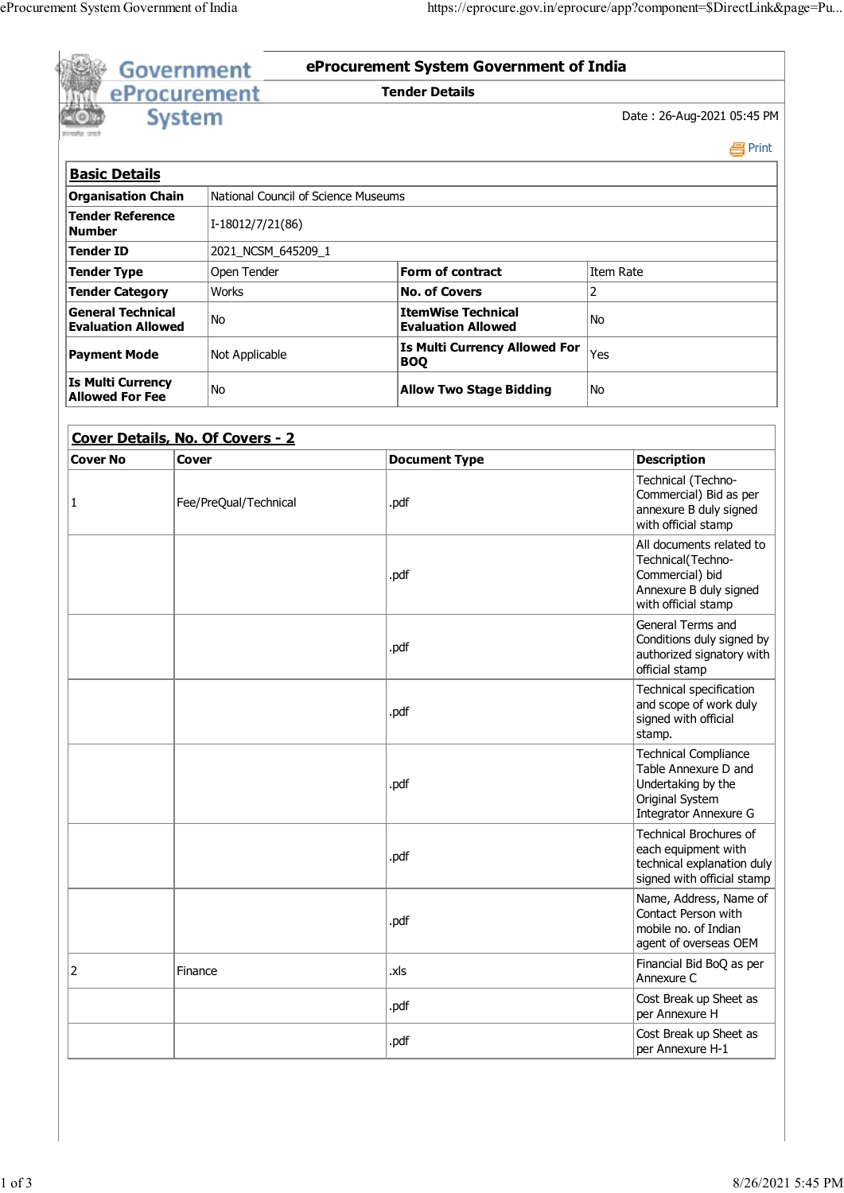# eProcurement System Government of India

**Tender Details**

Date : 26-Aug-2021 05:45 PM

Print

## Basic Details

| **Organisation Chain** | National Council of Science Museums | | |
|---|---|---|---|
| **Tender Reference Number** | I-18012/7/21(86) | | |
| **Tender ID** | 2021_NCSM_645209_1 | | |
| **Tender Type** | Open Tender | **Form of contract** | Item Rate |
| **Tender Category** | Works | **No. of Covers** | 2 |
| **General Technical Evaluation Allowed** | No | **ItemWise Technical Evaluation Allowed** | No |
| **Payment Mode** | Not Applicable | **Is Multi Currency Allowed For BOQ** | Yes |
| **Is Multi Currency Allowed For Fee** | No | **Allow Two Stage Bidding** | No |

## Cover Details, No. Of Covers - 2

| **Cover No** | **Cover** | **Document Type** | **Description** |
|---|---|---|---|
| 1 | Fee/PreQual/Technical | .pdf | Technical (Techno-Commercial) Bid as per annexure B duly signed with official stamp |
| | | .pdf | All documents related to Technical(Techno-Commercial) bid Annexure B duly signed with official stamp |
| | | .pdf | General Terms and Conditions duly signed by authorized signatory with official stamp |
| | | .pdf | Technical specification and scope of work duly signed with official stamp. |
| | | .pdf | Technical Compliance Table Annexure D and Undertaking by the Original System Integrator Annexure G |
| | | .pdf | Technical Brochures of each equipment with technical explanation duly signed with official stamp |
| | | .pdf | Name, Address, Name of Contact Person with mobile no. of Indian agent of overseas OEM |
| 2 | Finance | .xls | Financial Bid BoQ as per Annexure C |
| | | .pdf | Cost Break up Sheet as per Annexure H |
| | | .pdf | Cost Break up Sheet as per Annexure H-1 |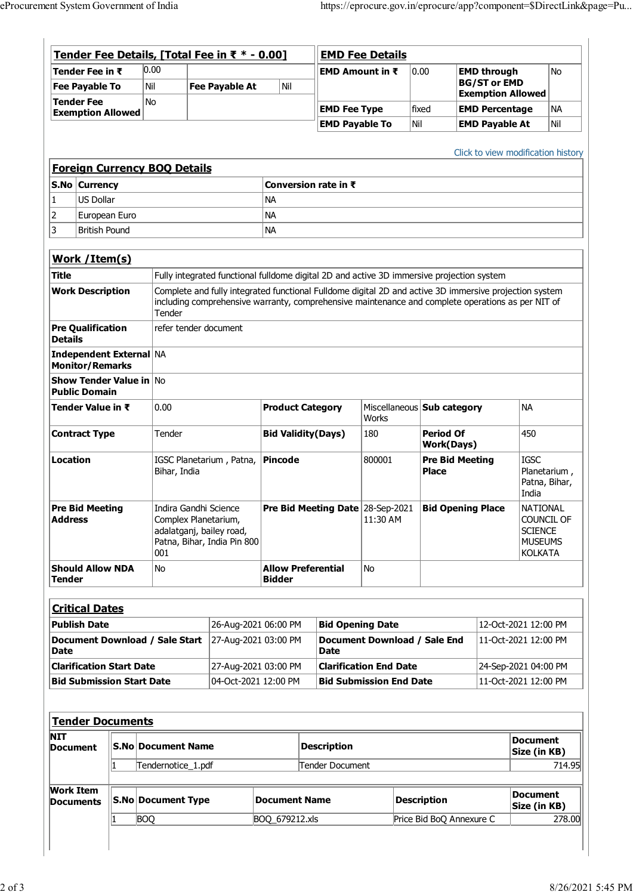## Tender Fee Details, [Total Fee in ₹ * - 0.00]

| | | | |
|---|---|---|---|
| **Tender Fee in ₹** | 0.00 | | |
| **Fee Payable To** | Nil | **Fee Payable At** | Nil |
| **Tender Fee Exemption Allowed** | No | | |

## EMD Fee Details

| | | | |
|---|---|---|---|
| **EMD Amount in ₹** | 0.00 | **EMD through BG/ST or EMD Exemption Allowed** | No |
| **EMD Fee Type** | fixed | **EMD Percentage** | NA |
| **EMD Payable To** | Nil | **EMD Payable At** | Nil |

Click to view modification history

## Foreign Currency BOQ Details

| S.No | Currency | Conversion rate in ₹ |
|---|---|---|
| 1 | US Dollar | NA |
| 2 | European Euro | NA |
| 3 | British Pound | NA |

## Work /Item(s)

| | | | | | |
|---|---|---|---|---|---|
| **Title** | Fully integrated functional fulldome digital 2D and active 3D immersive projection system | | | | |
| **Work Description** | Complete and fully integrated functional Fulldome digital 2D and active 3D immersive projection system including comprehensive warranty, comprehensive maintenance and complete operations as per NIT of Tender | | | | |
| **Pre Qualification Details** | refer tender document | | | | |
| **Independent External Monitor/Remarks** | NA | | | | |
| **Show Tender Value in Public Domain** | No | | | | |
| **Tender Value in ₹** | 0.00 | **Product Category** | Miscellaneous Works | **Sub category** | NA |
| **Contract Type** | Tender | **Bid Validity(Days)** | 180 | **Period Of Work(Days)** | 450 |
| **Location** | IGSC Planetarium , Patna, Bihar, India | **Pincode** | 800001 | **Pre Bid Meeting Place** | IGSC Planetarium , Patna, Bihar, India |
| **Pre Bid Meeting Address** | Indira Gandhi Science Complex Planetarium, adalatganj, bailey road, Patna, Bihar, India Pin 800 001 | **Pre Bid Meeting Date** | 28-Sep-2021 11:30 AM | **Bid Opening Place** | NATIONAL COUNCIL OF SCIENCE MUSEUMS KOLKATA |
| **Should Allow NDA Tender** | No | **Allow Preferential Bidder** | No | | |

## Critical Dates

| | | | |
|---|---|---|---|
| **Publish Date** | 26-Aug-2021 06:00 PM | **Bid Opening Date** | 12-Oct-2021 12:00 PM |
| **Document Download / Sale Start Date** | 27-Aug-2021 03:00 PM | **Document Download / Sale End Date** | 11-Oct-2021 12:00 PM |
| **Clarification Start Date** | 27-Aug-2021 03:00 PM | **Clarification End Date** | 24-Sep-2021 04:00 PM |
| **Bid Submission Start Date** | 04-Oct-2021 12:00 PM | **Bid Submission End Date** | 11-Oct-2021 12:00 PM |

## Tender Documents

**NIT Document**

| S.No | Document Name | Description | Document Size (in KB) |
|---|---|---|---|
| 1 | Tendernotice_1.pdf | Tender Document | 714.95 |

**Work Item Documents**

| S.No | Document Type | Document Name | Description | Document Size (in KB) |
|---|---|---|---|---|
| 1 | BOQ | BOQ_679212.xls | Price Bid BoQ Annexure C | 278.00 |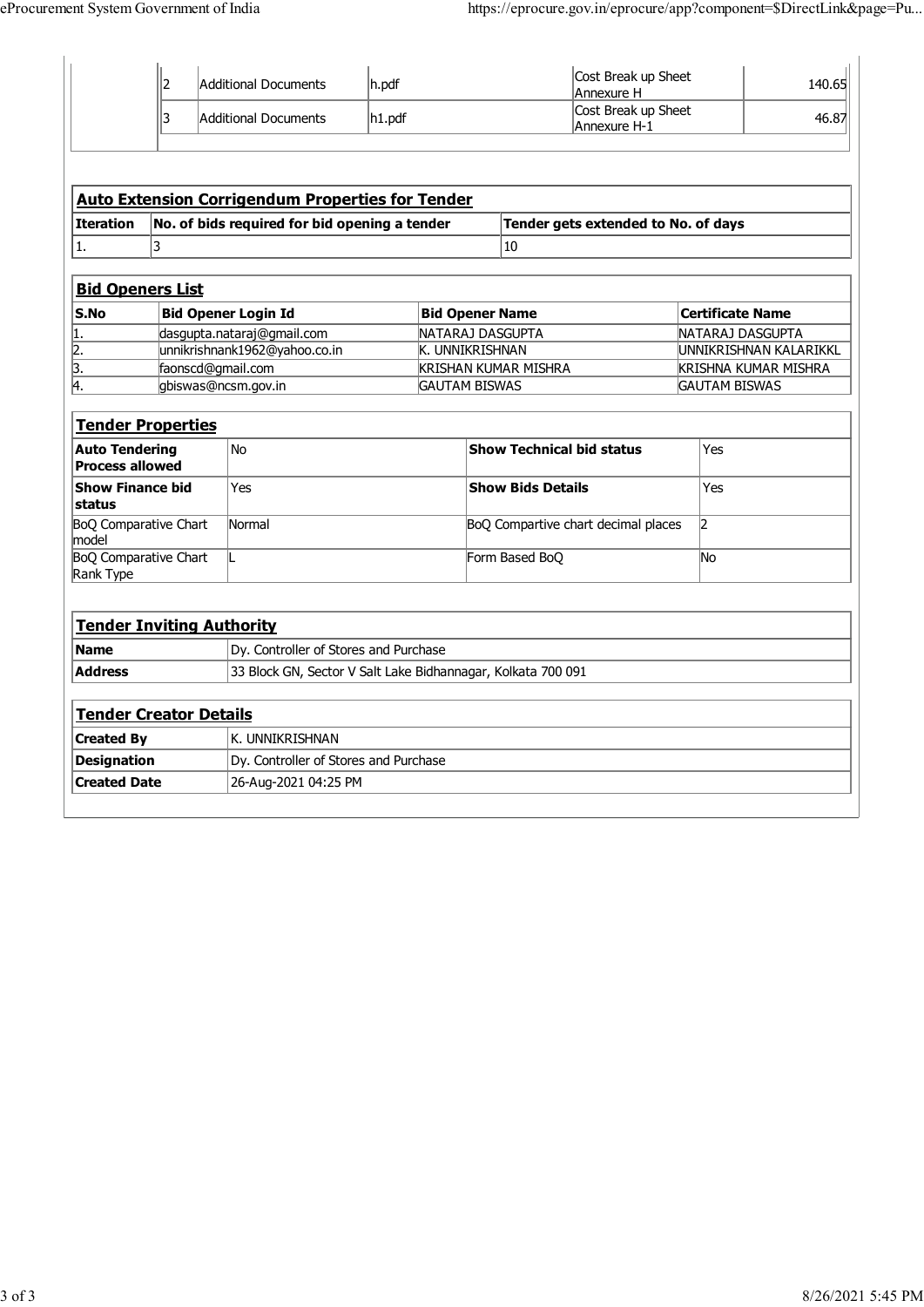| | | | | |
|---|---|---|---|---|
| 2 | Additional Documents | h.pdf | Cost Break up Sheet Annexure H | 140.65 |
| 3 | Additional Documents | h1.pdf | Cost Break up Sheet Annexure H-1 | 46.87 |

## Auto Extension Corrigendum Properties for Tender

| Iteration | No. of bids required for bid opening a tender | Tender gets extended to No. of days |
|---|---|---|
| 1. | 3 | 10 |

## Bid Openers List

| S.No | Bid Opener Login Id | Bid Opener Name | Certificate Name |
|---|---|---|---|
| 1. | dasgupta.nataraj@gmail.com | NATARAJ DASGUPTA | NATARAJ DASGUPTA |
| 2. | unnikrishnank1962@yahoo.co.in | K. UNNIKRISHNAN | UNNIKRISHNAN KALARIKKL |
| 3. | faonscd@gmail.com | KRISHAN KUMAR MISHRA | KRISHNA KUMAR MISHRA |
| 4. | gbiswas@ncsm.gov.in | GAUTAM BISWAS | GAUTAM BISWAS |

## Tender Properties

| | | | |
|---|---|---|---|
| **Auto Tendering Process allowed** | No | **Show Technical bid status** | Yes |
| **Show Finance bid status** | Yes | **Show Bids Details** | Yes |
| BoQ Comparative Chart model | Normal | BoQ Compartive chart decimal places | 2 |
| BoQ Comparative Chart Rank Type | L | Form Based BoQ | No |

## Tender Inviting Authority

| | |
|---|---|
| **Name** | Dy. Controller of Stores and Purchase |
| **Address** | 33 Block GN, Sector V Salt Lake Bidhannagar, Kolkata 700 091 |

## Tender Creator Details

| | |
|---|---|
| **Created By** | K. UNNIKRISHNAN |
| **Designation** | Dy. Controller of Stores and Purchase |
| **Created Date** | 26-Aug-2021 04:25 PM |